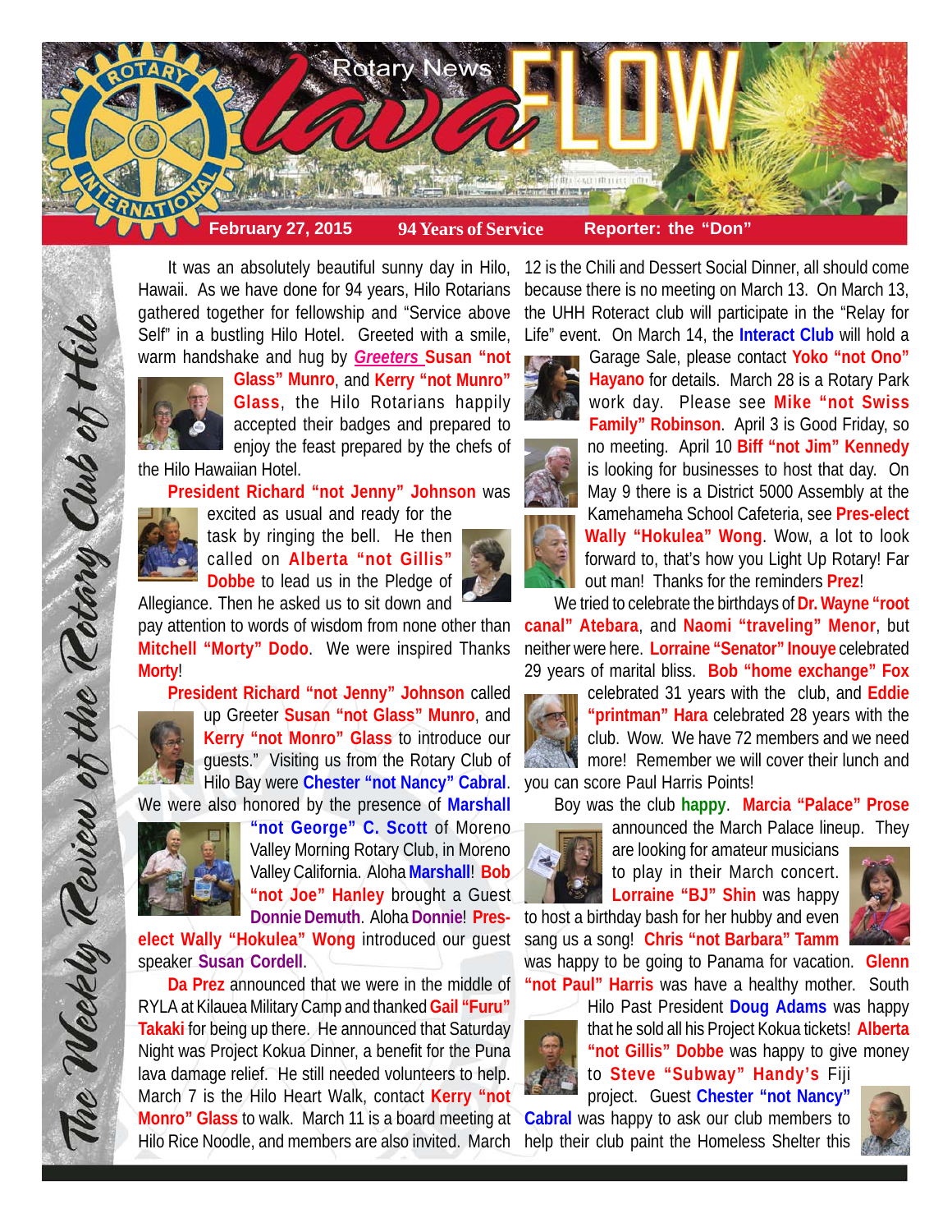# Rotary News lava FLOW

**February 27, 2015** | **94 Years of Service** | **Reporter: the "Don"**

*The Weekly Review of the Rotary Club of Hilo*

It was an absolutely beautiful sunny day in Hilo, Hawaii. As we have done for 94 years, Hilo Rotarians gathered together for fellowship and "Service above Self" in a bustling Hilo Hotel. Greeted with a smile, warm handshake and hug by ***Greeters*** **Susan "not Glass" Munro**, and **Kerry "not Munro" Glass**, the Hilo Rotarians happily accepted their badges and prepared to enjoy the feast prepared by the chefs of the Hilo Hawaiian Hotel.

**President Richard "not Jenny" Johnson** was excited as usual and ready for the task by ringing the bell. He then called on **Alberta "not Gillis" Dobbe** to lead us in the Pledge of Allegiance. Then he asked us to sit down and pay attention to words of wisdom from none other than **Mitchell "Morty" Dodo**. We were inspired Thanks **Morty**!

**President Richard "not Jenny" Johnson** called up Greeter **Susan "not Glass" Munro**, and **Kerry "not Monro" Glass** to introduce our guests." Visiting us from the Rotary Club of Hilo Bay were **Chester "not Nancy" Cabral**. We were also honored by the presence of **Marshall "not George" C. Scott** of Moreno Valley Morning Rotary Club, in Moreno Valley California. Aloha **Marshall**! **Bob "not Joe" Hanley** brought a Guest **Donnie Demuth**. Aloha **Donnie**! **Pres-elect Wally "Hokulea" Wong** introduced our guest speaker **Susan Cordell**.

**Da Prez** announced that we were in the middle of RYLA at Kilauea Military Camp and thanked **Gail "Furu" Takaki** for being up there. He announced that Saturday Night was Project Kokua Dinner, a benefit for the Puna lava damage relief. He still needed volunteers to help. March 7 is the Hilo Heart Walk, contact **Kerry "not Monro" Glass** to walk. March 11 is a board meeting at Hilo Rice Noodle, and members are also invited. March 12 is the Chili and Dessert Social Dinner, all should come because there is no meeting on March 13. On March 13, the UHH Roteract club will participate in the "Relay for Life" event. On March 14, the **Interact Club** will hold a Garage Sale, please contact **Yoko "not Ono" Hayano** for details. March 28 is a Rotary Park work day. Please see **Mike "not Swiss Family" Robinson**. April 3 is Good Friday, so no meeting. April 10 **Biff "not Jim" Kennedy** is looking for businesses to host that day. On May 9 there is a District 5000 Assembly at the Kamehameha School Cafeteria, see **Pres-elect Wally "Hokulea" Wong**. Wow, a lot to look forward to, that's how you Light Up Rotary! Far out man! Thanks for the reminders **Prez**!

We tried to celebrate the birthdays of **Dr. Wayne "root canal" Atebara**, and **Naomi "traveling" Menor**, but neither were here. **Lorraine "Senator" Inouye** celebrated 29 years of marital bliss. **Bob "home exchange" Fox** celebrated 31 years with the club, and **Eddie "printman" Hara** celebrated 28 years with the club. Wow. We have 72 members and we need more! Remember we will cover their lunch and you can score Paul Harris Points!

Boy was the club **happy**. **Marcia "Palace" Prose** announced the March Palace lineup. They are looking for amateur musicians to play in their March concert. **Lorraine "BJ" Shin** was happy to host a birthday bash for her hubby and even sang us a song! **Chris "not Barbara" Tamm** was happy to be going to Panama for vacation. **Glenn "not Paul" Harris** was have a healthy mother. South Hilo Past President **Doug Adams** was happy that he sold all his Project Kokua tickets! **Alberta "not Gillis" Dobbe** was happy to give money to **Steve "Subway" Handy's** Fiji project. Guest **Chester "not Nancy" Cabral** was happy to ask our club members to help their club paint the Homeless Shelter this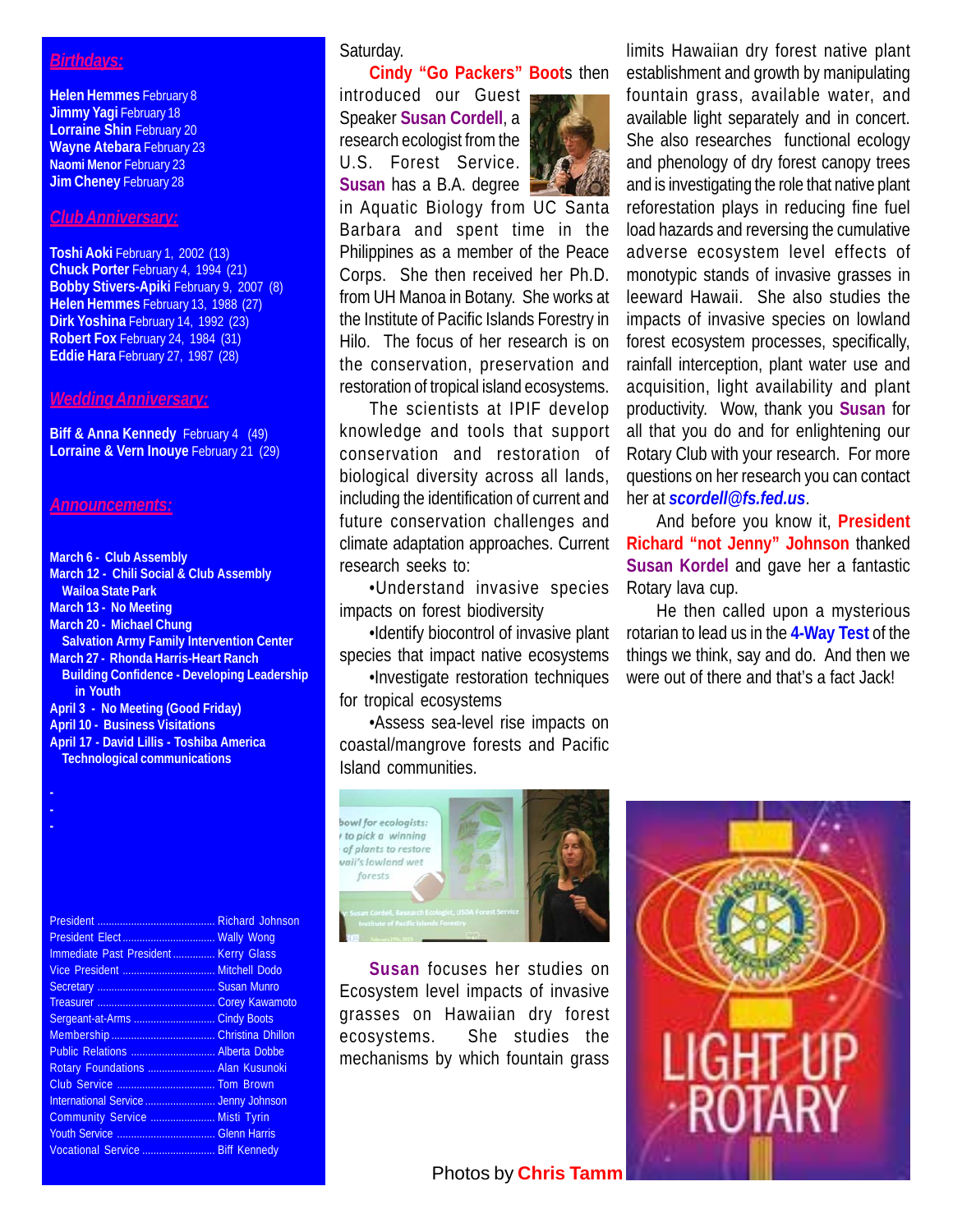## *Birthdays:*

**Helen Hemmes** February 8
**Jimmy Yagi** February 18
**Lorraine Shin** February 20
**Wayne Atebara** February 23
**Naomi Menor** February 23
**Jim Cheney** February 28

## *Club Anniversary:*

**Toshi Aoki** February 1, 2002 (13)
**Chuck Porter** February 4, 1994 (21)
**Bobby Stivers-Apiki** February 9, 2007 (8)
**Helen Hemmes** February 13, 1988 (27)
**Dirk Yoshina** February 14, 1992 (23)
**Robert Fox** February 24, 1984 (31)
**Eddie Hara** February 27, 1987 (28)

## *Wedding Anniversary:*

**Biff & Anna Kennedy** February 4 (49)
**Lorraine & Vern Inouye** February 21 (29)

## *Announcements:*

**March 6 - Club Assembly**
**March 12 - Chili Social & Club Assembly Wailoa State Park**
**March 13 - No Meeting**
**March 20 - Michael Chung Salvation Army Family Intervention Center**
**March 27 - Rhonda Harris-Heart Ranch Building Confidence - Developing Leadership in Youth**
**April 3 - No Meeting (Good Friday)**
**April 10 - Business Visitations**
**April 17 - David Lillis - Toshiba America Technological communications**

-
-
-

| | |
|---|---|
| President | Richard Johnson |
| President Elect | Wally Wong |
| Immediate Past President | Kerry Glass |
| Vice President | Mitchell Dodo |
| Secretary | Susan Munro |
| Treasurer | Corey Kawamoto |
| Sergeant-at-Arms | Cindy Boots |
| Membership | Christina Dhillon |
| Public Relations | Alberta Dobbe |
| Rotary Foundations | Alan Kusunoki |
| Club Service | Tom Brown |
| International Service | Jenny Johnson |
| Community Service | Misti Tyrin |
| Youth Service | Glenn Harris |
| Vocational Service | Biff Kennedy |

Saturday.

**Cindy "Go Packers" Boot**s then introduced our Guest Speaker **Susan Cordell**, a research ecologist from the U.S. Forest Service. **Susan** has a B.A. degree in Aquatic Biology from UC Santa Barbara and spent time in the Philippines as a member of the Peace Corps. She then received her Ph.D. from UH Manoa in Botany. She works at the Institute of Pacific Islands Forestry in Hilo. The focus of her research is on the conservation, preservation and restoration of tropical island ecosystems.

The scientists at IPIF develop knowledge and tools that support conservation and restoration of biological diversity across all lands, including the identification of current and future conservation challenges and climate adaptation approaches. Current research seeks to:

•Understand invasive species impacts on forest biodiversity

•Identify biocontrol of invasive plant species that impact native ecosystems

•Investigate restoration techniques for tropical ecosystems

•Assess sea-level rise impacts on coastal/mangrove forests and Pacific Island communities.

**Susan** focuses her studies on Ecosystem level impacts of invasive grasses on Hawaiian dry forest ecosystems. She studies the mechanisms by which fountain grass limits Hawaiian dry forest native plant establishment and growth by manipulating fountain grass, available water, and available light separately and in concert. She also researches functional ecology and phenology of dry forest canopy trees and is investigating the role that native plant reforestation plays in reducing fine fuel load hazards and reversing the cumulative adverse ecosystem level effects of monotypic stands of invasive grasses in leeward Hawaii. She also studies the impacts of invasive species on lowland forest ecosystem processes, specifically, rainfall interception, plant water use and acquisition, light availability and plant productivity. Wow, thank you **Susan** for all that you do and for enlightening our Rotary Club with your research. For more questions on her research you can contact her at ***scordell@fs.fed.us***.

And before you know it, **President Richard "not Jenny" Johnson** thanked **Susan Kordel** and gave her a fantastic Rotary lava cup.

He then called upon a mysterious rotarian to lead us in the **4-Way Test** of the things we think, say and do. And then we were out of there and that's a fact Jack!

Photos by **Chris Tamm**